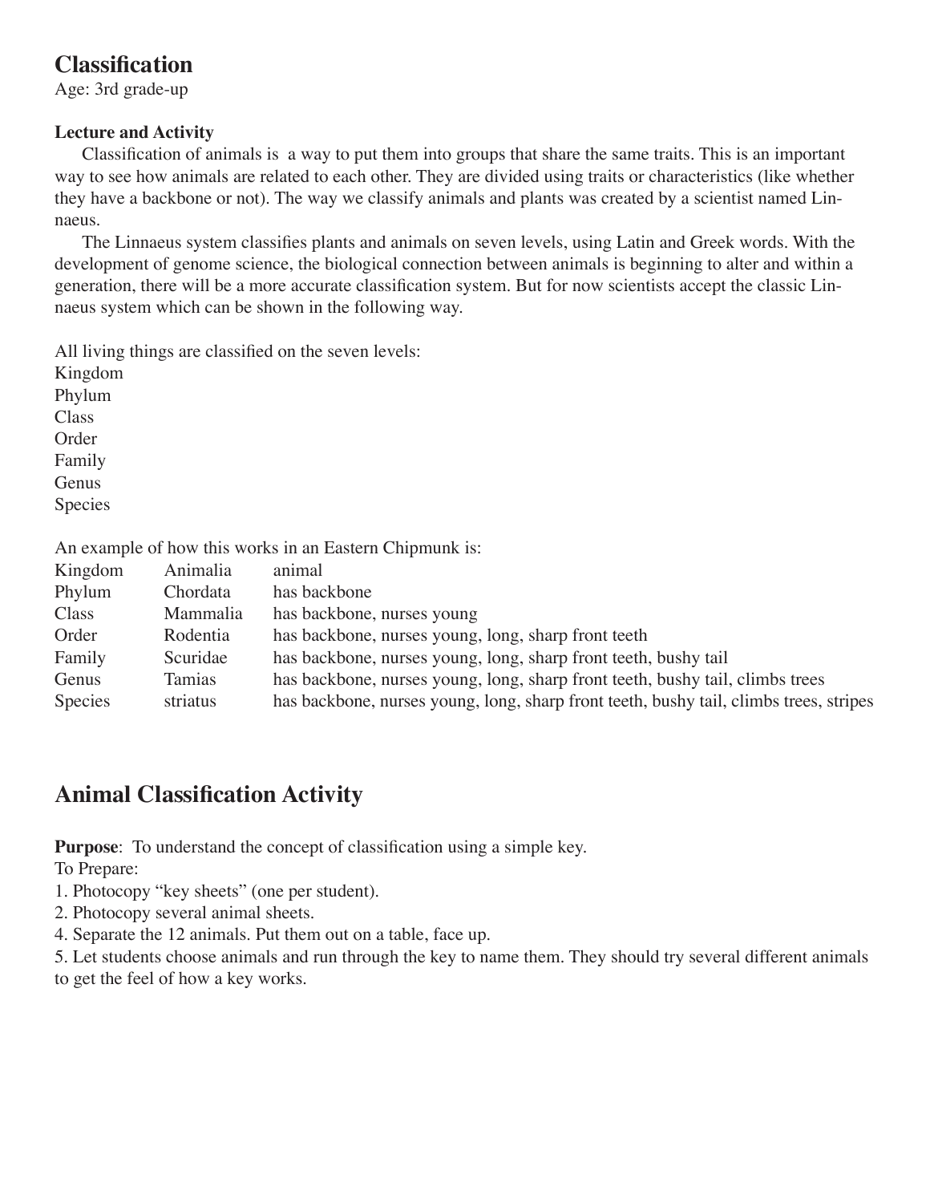# Classification

Age: 3rd grade-up

### Lecture and Activity

Classification of animals is  a way to put them into groups that share the same traits. This is an important way to see how animals are related to each other. They are divided using traits or characteristics (like whether they have a backbone or not). The way we classify animals and plants was created by a scientist named Linnaeus.

The Linnaeus system classifies plants and animals on seven levels, using Latin and Greek words. With the development of genome science, the biological connection between animals is beginning to alter and within a generation, there will be a more accurate classification system. But for now scientists accept the classic Linnaeus system which can be shown in the following way.

All living things are classified on the seven levels:
Kingdom
Phylum
Class
Order
Family
Genus
Species

An example of how this works in an Eastern Chipmunk is:

| | | |
|---|---|---|
| Kingdom | Animalia | animal |
| Phylum | Chordata | has backbone |
| Class | Mammalia | has backbone, nurses young |
| Order | Rodentia | has backbone, nurses young, long, sharp front teeth |
| Family | Scuridae | has backbone, nurses young, long, sharp front teeth, bushy tail |
| Genus | Tamias | has backbone, nurses young, long, sharp front teeth, bushy tail, climbs trees |
| Species | striatus | has backbone, nurses young, long, sharp front teeth, bushy tail, climbs trees, stripes |

## Animal Classification Activity

**Purpose**:  To understand the concept of classification using a simple key.

To Prepare:

1. Photocopy "key sheets" (one per student).
2. Photocopy several animal sheets.
4. Separate the 12 animals. Put them out on a table, face up.
5. Let students choose animals and run through the key to name them. They should try several different animals to get the feel of how a key works.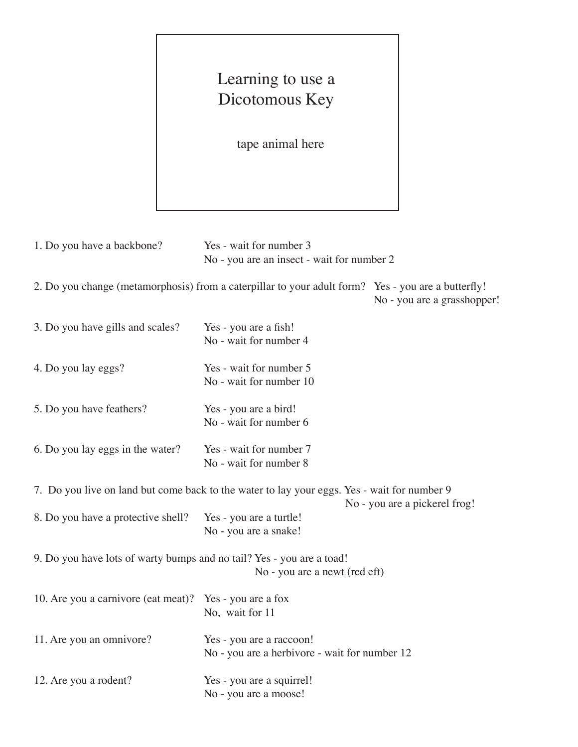# Learning to use a Dicotomous Key

tape animal here

1. Do you have a backbone? Yes - wait for number 3
   No - you are an insect - wait for number 2

2. Do you change (metamorphosis) from a caterpillar to your adult form? Yes - you are a butterfly!
   No - you are a grasshopper!

3. Do you have gills and scales? Yes - you are a fish!
   No - wait for number 4

4. Do you lay eggs? Yes - wait for number 5
   No - wait for number 10

5. Do you have feathers? Yes - you are a bird!
   No - wait for number 6

6. Do you lay eggs in the water? Yes - wait for number 7
   No - wait for number 8

7. Do you live on land but come back to the water to lay your eggs. Yes - wait for number 9
   No - you are a pickerel frog!

8. Do you have a protective shell? Yes - you are a turtle!
   No - you are a snake!

9. Do you have lots of warty bumps and no tail? Yes - you are a toad!
   No - you are a newt (red eft)

10. Are you a carnivore (eat meat)? Yes - you are a fox
    No, wait for 11

11. Are you an omnivore? Yes - you are a raccoon!
    No - you are a herbivore - wait for number 12

12. Are you a rodent? Yes - you are a squirrel!
    No - you are a moose!